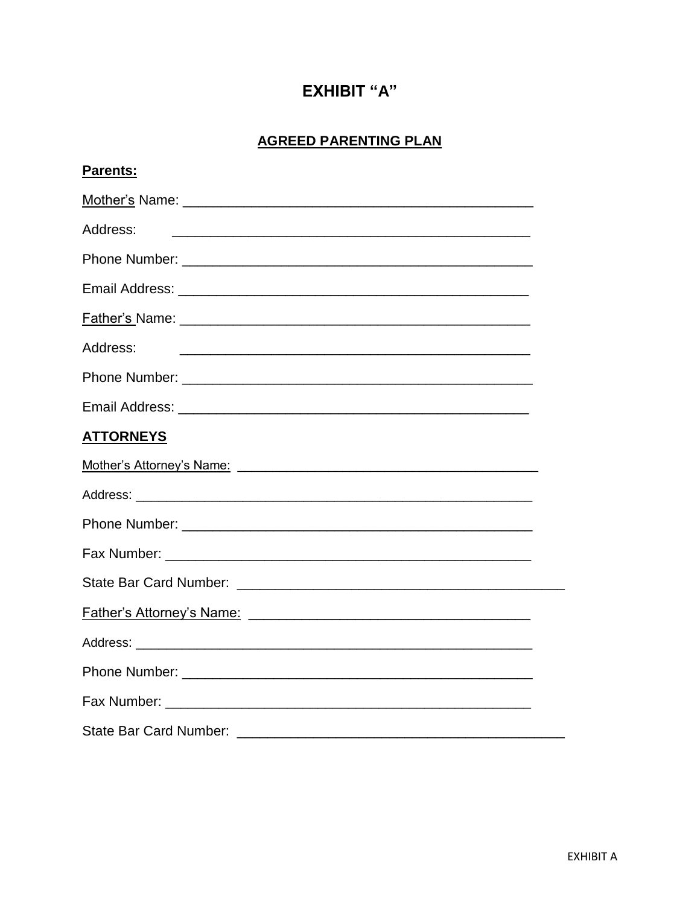# EXHIBIT "A"

## AGREED PARENTING PLAN

**Parents:**

Mother's Name: ______________________________________________

Address: ______________________________________________

Phone Number: ______________________________________________

Email Address: ______________________________________________

Father's Name: ______________________________________________

Address: ______________________________________________

Phone Number: ______________________________________________

Email Address: ______________________________________________

**ATTORNEYS**

Mother's Attorney's Name: ________________________________________

Address: ______________________________________________

Phone Number: ______________________________________________

Fax Number: ______________________________________________

State Bar Card Number: ________________________________________

Father's Attorney's Name: ____________________________________

Address: ______________________________________________

Phone Number: ______________________________________________

Fax Number: ______________________________________________

State Bar Card Number: ________________________________________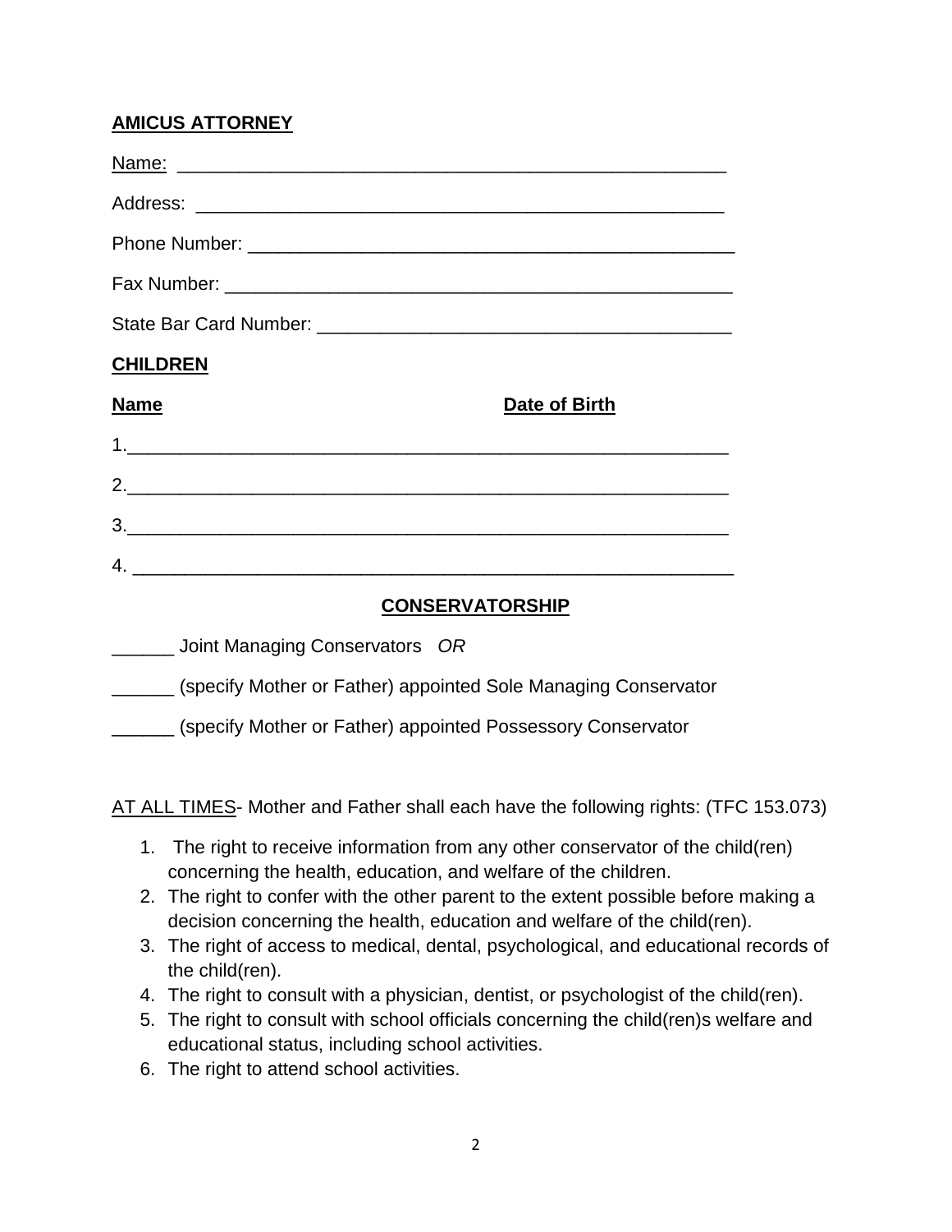**AMICUS ATTORNEY**

Name: ____________________________________________________

Address: __________________________________________________

Phone Number: _____________________________________________

Fax Number: _______________________________________________

State Bar Card Number: _____________________________________

**CHILDREN**

**Name** **Date of Birth**

1.____________________________________________________________

2.____________________________________________________________

3.____________________________________________________________

4. ____________________________________________________________

**CONSERVATORSHIP**

______ Joint Managing Conservators *OR*

______ (specify Mother or Father) appointed Sole Managing Conservator

______ (specify Mother or Father) appointed Possessory Conservator

AT ALL TIMES- Mother and Father shall each have the following rights: (TFC 153.073)

1. The right to receive information from any other conservator of the child(ren) concerning the health, education, and welfare of the children.
2. The right to confer with the other parent to the extent possible before making a decision concerning the health, education and welfare of the child(ren).
3. The right of access to medical, dental, psychological, and educational records of the child(ren).
4. The right to consult with a physician, dentist, or psychologist of the child(ren).
5. The right to consult with school officials concerning the child(ren)s welfare and educational status, including school activities.
6. The right to attend school activities.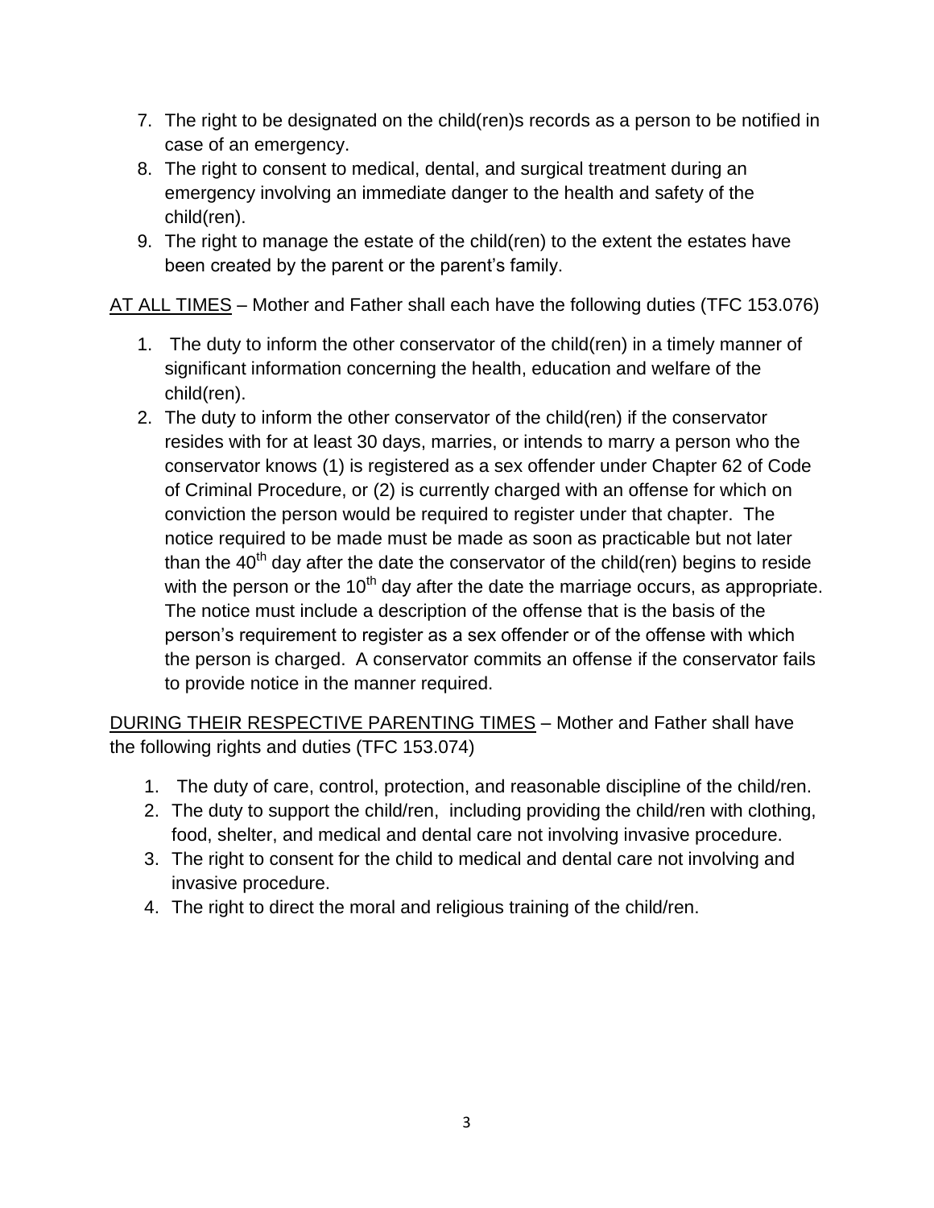7. The right to be designated on the child(ren)s records as a person to be notified in case of an emergency.
8. The right to consent to medical, dental, and surgical treatment during an emergency involving an immediate danger to the health and safety of the child(ren).
9. The right to manage the estate of the child(ren) to the extent the estates have been created by the parent or the parent's family.

<u>AT ALL TIMES</u> – Mother and Father shall each have the following duties (TFC 153.076)

1. The duty to inform the other conservator of the child(ren) in a timely manner of significant information concerning the health, education and welfare of the child(ren).
2. The duty to inform the other conservator of the child(ren) if the conservator resides with for at least 30 days, marries, or intends to marry a person who the conservator knows (1) is registered as a sex offender under Chapter 62 of Code of Criminal Procedure, or (2) is currently charged with an offense for which on conviction the person would be required to register under that chapter. The notice required to be made must be made as soon as practicable but not later than the 40th day after the date the conservator of the child(ren) begins to reside with the person or the 10th day after the date the marriage occurs, as appropriate. The notice must include a description of the offense that is the basis of the person's requirement to register as a sex offender or of the offense with which the person is charged. A conservator commits an offense if the conservator fails to provide notice in the manner required.

<u>DURING THEIR RESPECTIVE PARENTING TIMES</u> – Mother and Father shall have the following rights and duties (TFC 153.074)

1. The duty of care, control, protection, and reasonable discipline of the child/ren.
2. The duty to support the child/ren, including providing the child/ren with clothing, food, shelter, and medical and dental care not involving invasive procedure.
3. The right to consent for the child to medical and dental care not involving and invasive procedure.
4. The right to direct the moral and religious training of the child/ren.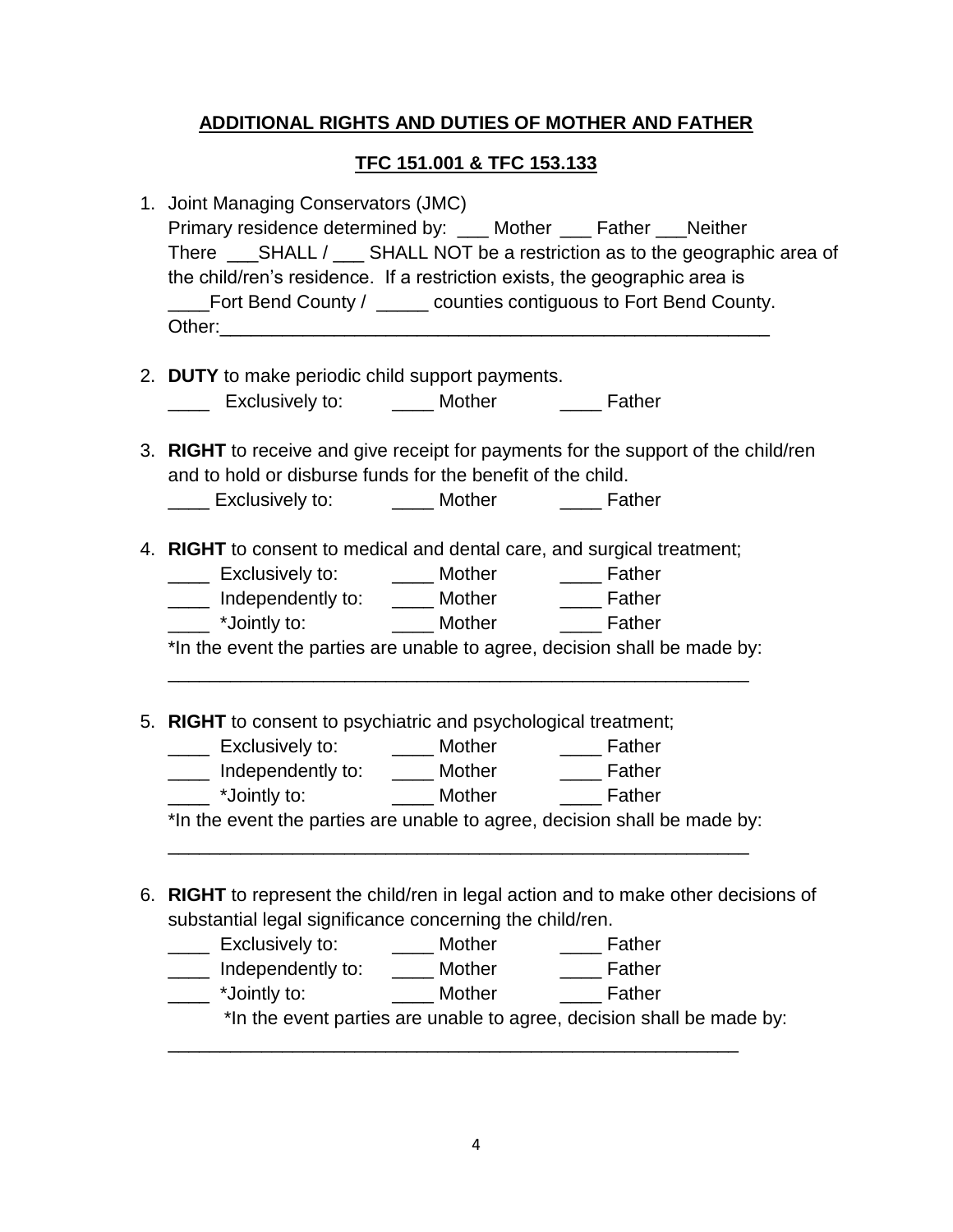**ADDITIONAL RIGHTS AND DUTIES OF MOTHER AND FATHER**

**TFC 151.001 & TFC 153.133**

1. Joint Managing Conservators (JMC)
   Primary residence determined by: ___ Mother ___ Father ___Neither
   There ___SHALL / ___ SHALL NOT be a restriction as to the geographic area of the child/ren's residence. If a restriction exists, the geographic area is ____Fort Bend County / _____ counties contiguous to Fort Bend County.
   Other:______________________________________________________

2. **DUTY** to make periodic child support payments.
   ____ Exclusively to: ____ Mother ____ Father

3. **RIGHT** to receive and give receipt for payments for the support of the child/ren and to hold or disburse funds for the benefit of the child.
   ____ Exclusively to: ____ Mother ____ Father

4. **RIGHT** to consent to medical and dental care, and surgical treatment;
   ____ Exclusively to: ____ Mother ____ Father
   ____ Independently to: ____ Mother ____ Father
   ____ *Jointly to: ____ Mother ____ Father
   *In the event the parties are unable to agree, decision shall be made by:
   __________________________________________________________

5. **RIGHT** to consent to psychiatric and psychological treatment;
   ____ Exclusively to: ____ Mother ____ Father
   ____ Independently to: ____ Mother ____ Father
   ____ *Jointly to: ____ Mother ____ Father
   *In the event the parties are unable to agree, decision shall be made by:
   __________________________________________________________

6. **RIGHT** to represent the child/ren in legal action and to make other decisions of substantial legal significance concerning the child/ren.
   ____ Exclusively to: ____ Mother ____ Father
   ____ Independently to: ____ Mother ____ Father
   ____ *Jointly to: ____ Mother ____ Father
   *In the event parties are unable to agree, decision shall be made by:
   __________________________________________________________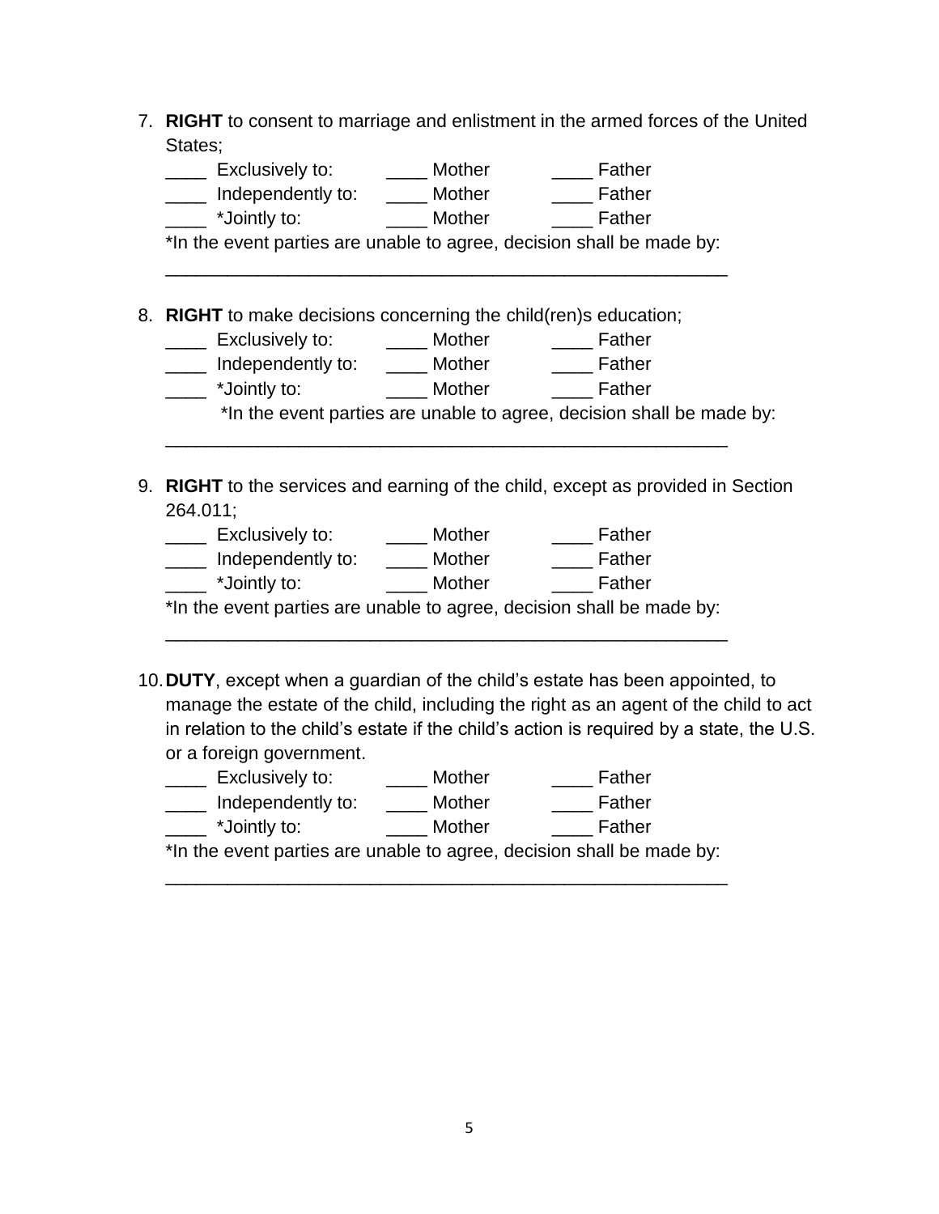7. **RIGHT** to consent to marriage and enlistment in the armed forces of the United States;

   ____ Exclusively to: ____ Mother ____ Father
   ____ Independently to: ____ Mother ____ Father
   ____ *Jointly to: ____ Mother ____ Father
   *In the event parties are unable to agree, decision shall be made by:
   _______________________________________________________

8. **RIGHT** to make decisions concerning the child(ren)s education;

   ____ Exclusively to: ____ Mother ____ Father
   ____ Independently to: ____ Mother ____ Father
   ____ *Jointly to: ____ Mother ____ Father
   *In the event parties are unable to agree, decision shall be made by:
   _______________________________________________________

9. **RIGHT** to the services and earning of the child, except as provided in Section 264.011;

   ____ Exclusively to: ____ Mother ____ Father
   ____ Independently to: ____ Mother ____ Father
   ____ *Jointly to: ____ Mother ____ Father
   *In the event parties are unable to agree, decision shall be made by:
   _______________________________________________________

10. **DUTY**, except when a guardian of the child's estate has been appointed, to manage the estate of the child, including the right as an agent of the child to act in relation to the child's estate if the child's action is required by a state, the U.S. or a foreign government.

    ____ Exclusively to: ____ Mother ____ Father
    ____ Independently to: ____ Mother ____ Father
    ____ *Jointly to: ____ Mother ____ Father
    *In the event parties are unable to agree, decision shall be made by:
    _______________________________________________________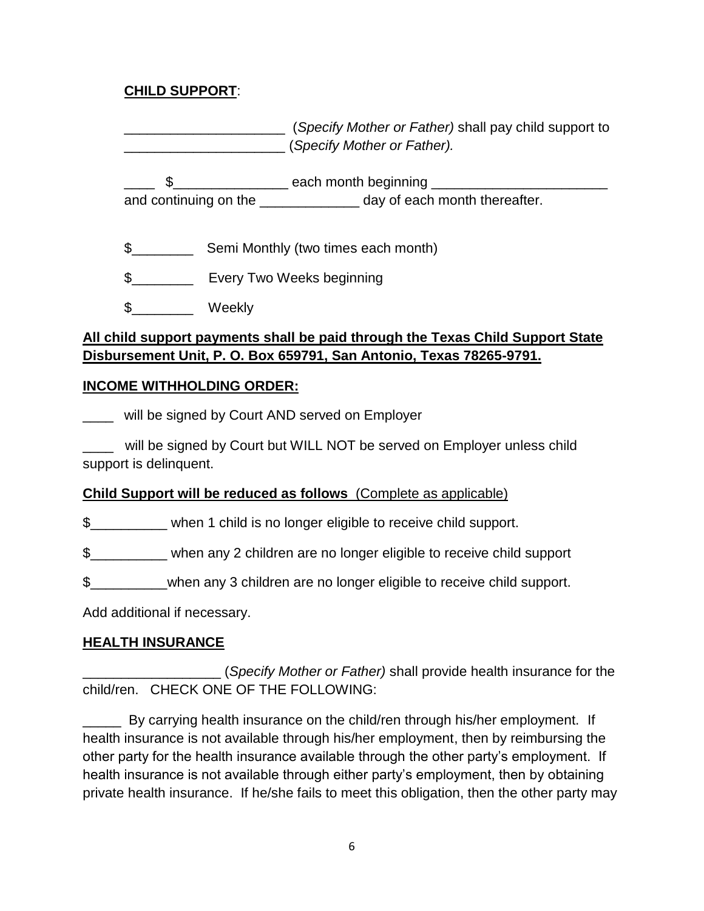**CHILD SUPPORT**:

_____________________ (*Specify Mother or Father)* shall pay child support to _____________________ (*Specify Mother or Father).*

____ $_______________ each month beginning _______________________ and continuing on the _____________ day of each month thereafter.

$________ Semi Monthly (two times each month)

$________ Every Two Weeks beginning

$________ Weekly

**All child support payments shall be paid through the Texas Child Support State Disbursement Unit, P. O. Box 659791, San Antonio, Texas 78265-9791.**

**INCOME WITHHOLDING ORDER:**

____ will be signed by Court AND served on Employer

____ will be signed by Court but WILL NOT be served on Employer unless child support is delinquent.

**Child Support will be reduced as follows** (Complete as applicable)

$__________ when 1 child is no longer eligible to receive child support.

$__________ when any 2 children are no longer eligible to receive child support

$__________when any 3 children are no longer eligible to receive child support.

Add additional if necessary.

**HEALTH INSURANCE**

__________________ (*Specify Mother or Father)* shall provide health insurance for the child/ren. CHECK ONE OF THE FOLLOWING:

_____ By carrying health insurance on the child/ren through his/her employment. If health insurance is not available through his/her employment, then by reimbursing the other party for the health insurance available through the other party's employment. If health insurance is not available through either party's employment, then by obtaining private health insurance. If he/she fails to meet this obligation, then the other party may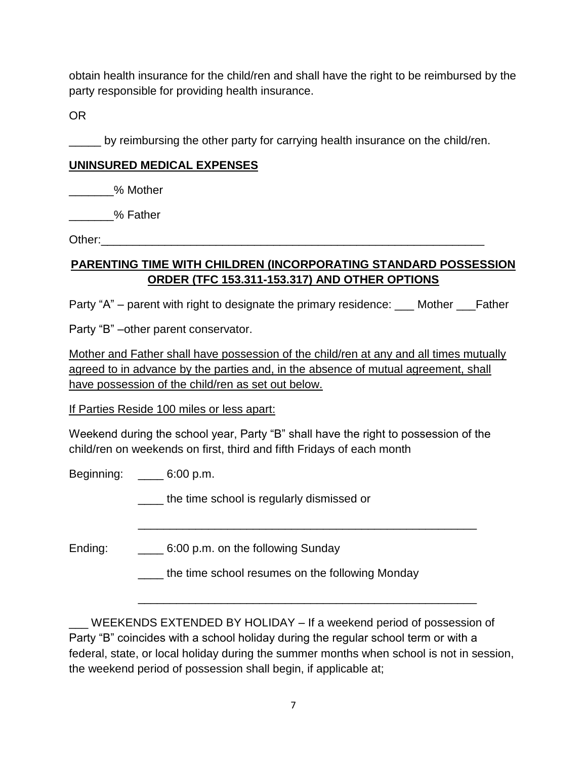obtain health insurance for the child/ren and shall have the right to be reimbursed by the party responsible for providing health insurance.

OR

_____ by reimbursing the other party for carrying health insurance on the child/ren.

**UNINSURED MEDICAL EXPENSES**

_______% Mother

_______% Father

Other:_______________________________________________________________

**PARENTING TIME WITH CHILDREN (INCORPORATING STANDARD POSSESSION ORDER (TFC 153.311-153.317) AND OTHER OPTIONS**

Party "A" – parent with right to designate the primary residence: ___ Mother ___Father

Party "B" –other parent conservator.

Mother and Father shall have possession of the child/ren at any and all times mutually agreed to in advance by the parties and, in the absence of mutual agreement, shall have possession of the child/ren as set out below.

If Parties Reside 100 miles or less apart:

Weekend during the school year, Party "B" shall have the right to possession of the child/ren on weekends on first, third and fifth Fridays of each month

Beginning: ____ 6:00 p.m.

____ the time school is regularly dismissed or

_______________________________________________________

Ending: ____ 6:00 p.m. on the following Sunday

____ the time school resumes on the following Monday

_______________________________________________________

___ WEEKENDS EXTENDED BY HOLIDAY – If a weekend period of possession of Party "B" coincides with a school holiday during the regular school term or with a federal, state, or local holiday during the summer months when school is not in session, the weekend period of possession shall begin, if applicable at;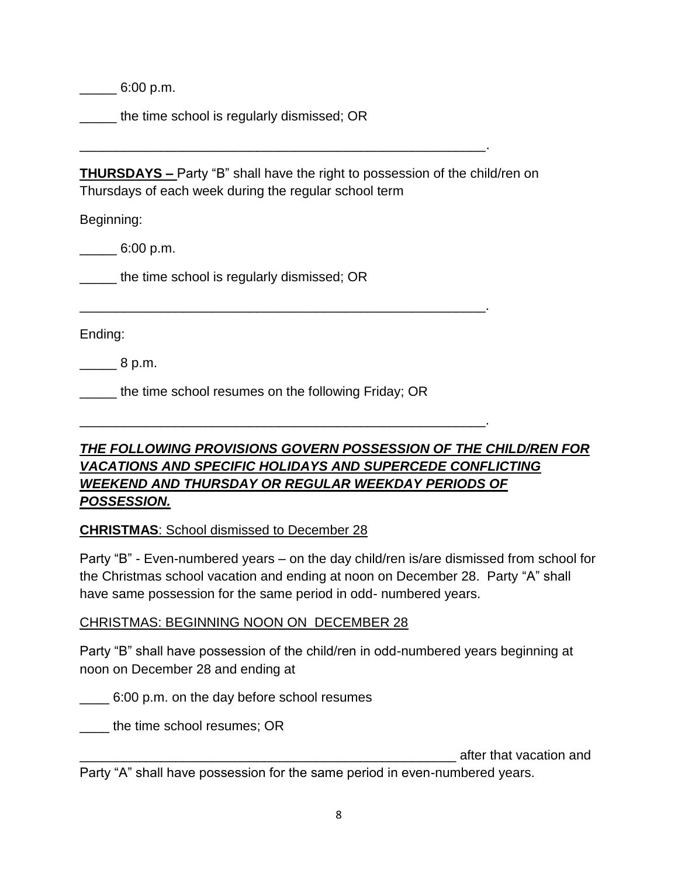_____ 6:00 p.m.

_____ the time school is regularly dismissed; OR

_________________________________________________________.

**THURSDAYS –** Party "B" shall have the right to possession of the child/ren on Thursdays of each week during the regular school term

Beginning:

_____ 6:00 p.m.

_____ the time school is regularly dismissed; OR

_________________________________________________________.

Ending:

_____ 8 p.m.

_____ the time school resumes on the following Friday; OR

_________________________________________________________.

***THE FOLLOWING PROVISIONS GOVERN POSSESSION OF THE CHILD/REN FOR VACATIONS AND SPECIFIC HOLIDAYS AND SUPERCEDE CONFLICTING WEEKEND AND THURSDAY OR REGULAR WEEKDAY PERIODS OF POSSESSION.***

**CHRISTMAS**: School dismissed to December 28

Party "B" - Even-numbered years – on the day child/ren is/are dismissed from school for the Christmas school vacation and ending at noon on December 28. Party "A" shall have same possession for the same period in odd- numbered years.

CHRISTMAS: BEGINNING NOON ON DECEMBER 28

Party "B" shall have possession of the child/ren in odd-numbered years beginning at noon on December 28 and ending at

____ 6:00 p.m. on the day before school resumes

____ the time school resumes; OR

_____________________________________________________ after that vacation and Party "A" shall have possession for the same period in even-numbered years.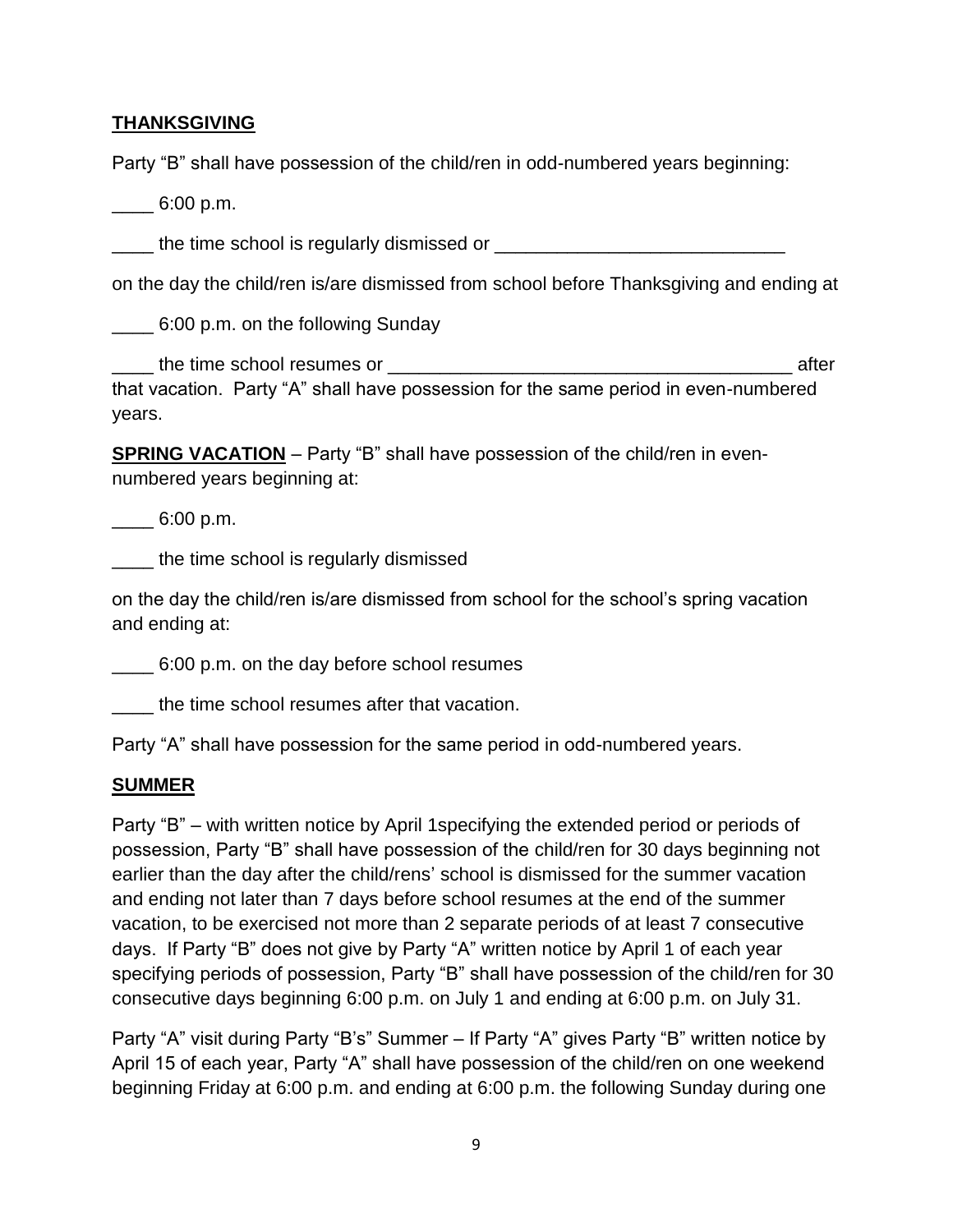**THANKSGIVING**

Party "B" shall have possession of the child/ren in odd-numbered years beginning:

____ 6:00 p.m.

____ the time school is regularly dismissed or ____________________________

on the day the child/ren is/are dismissed from school before Thanksgiving and ending at

____ 6:00 p.m. on the following Sunday

____ the time school resumes or _______________________________________ after that vacation. Party "A" shall have possession for the same period in even-numbered years.

**SPRING VACATION** – Party "B" shall have possession of the child/ren in even-numbered years beginning at:

____ 6:00 p.m.

____ the time school is regularly dismissed

on the day the child/ren is/are dismissed from school for the school's spring vacation and ending at:

____ 6:00 p.m. on the day before school resumes

____ the time school resumes after that vacation.

Party "A" shall have possession for the same period in odd-numbered years.

**SUMMER**

Party "B" – with written notice by April 1specifying the extended period or periods of possession, Party "B" shall have possession of the child/ren for 30 days beginning not earlier than the day after the child/rens' school is dismissed for the summer vacation and ending not later than 7 days before school resumes at the end of the summer vacation, to be exercised not more than 2 separate periods of at least 7 consecutive days. If Party "B" does not give by Party "A" written notice by April 1 of each year specifying periods of possession, Party "B" shall have possession of the child/ren for 30 consecutive days beginning 6:00 p.m. on July 1 and ending at 6:00 p.m. on July 31.

Party "A" visit during Party "B's" Summer – If Party "A" gives Party "B" written notice by April 15 of each year, Party "A" shall have possession of the child/ren on one weekend beginning Friday at 6:00 p.m. and ending at 6:00 p.m. the following Sunday during one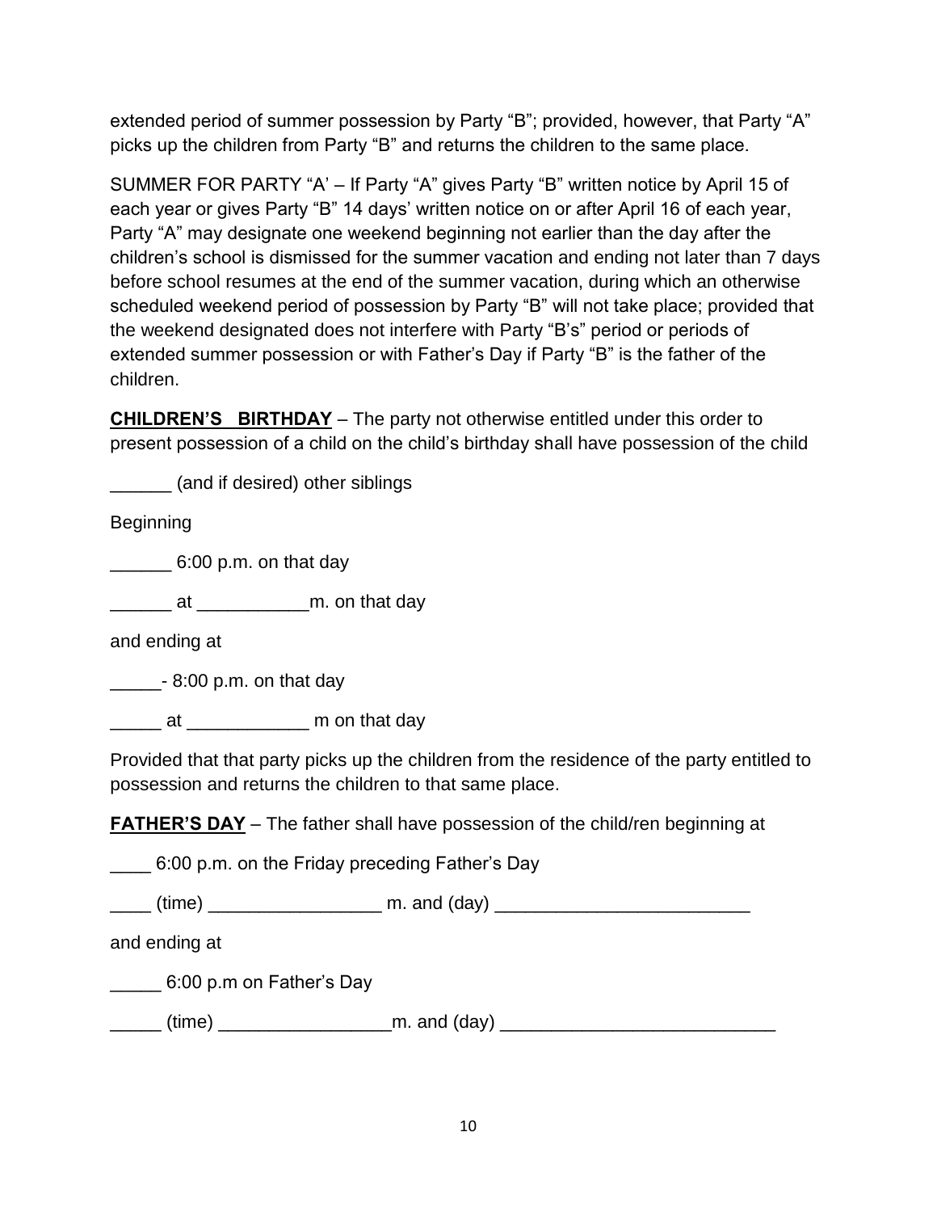extended period of summer possession by Party "B"; provided, however, that Party "A" picks up the children from Party "B" and returns the children to the same place.

SUMMER FOR PARTY "A' – If Party "A" gives Party "B" written notice by April 15 of each year or gives Party "B" 14 days' written notice on or after April 16 of each year, Party "A" may designate one weekend beginning not earlier than the day after the children's school is dismissed for the summer vacation and ending not later than 7 days before school resumes at the end of the summer vacation, during which an otherwise scheduled weekend period of possession by Party "B" will not take place; provided that the weekend designated does not interfere with Party "B's" period or periods of extended summer possession or with Father's Day if Party "B" is the father of the children.

**CHILDREN'S BIRTHDAY** – The party not otherwise entitled under this order to present possession of a child on the child's birthday shall have possession of the child

______ (and if desired) other siblings

Beginning

______ 6:00 p.m. on that day

______ at ___________m. on that day

and ending at

_____- 8:00 p.m. on that day

_____ at ____________ m on that day

Provided that that party picks up the children from the residence of the party entitled to possession and returns the children to that same place.

**FATHER'S DAY** – The father shall have possession of the child/ren beginning at

____ 6:00 p.m. on the Friday preceding Father's Day

____ (time) _________________ m. and (day) _________________________

and ending at

_____ 6:00 p.m on Father's Day

_____ (time) _________________m. and (day) ___________________________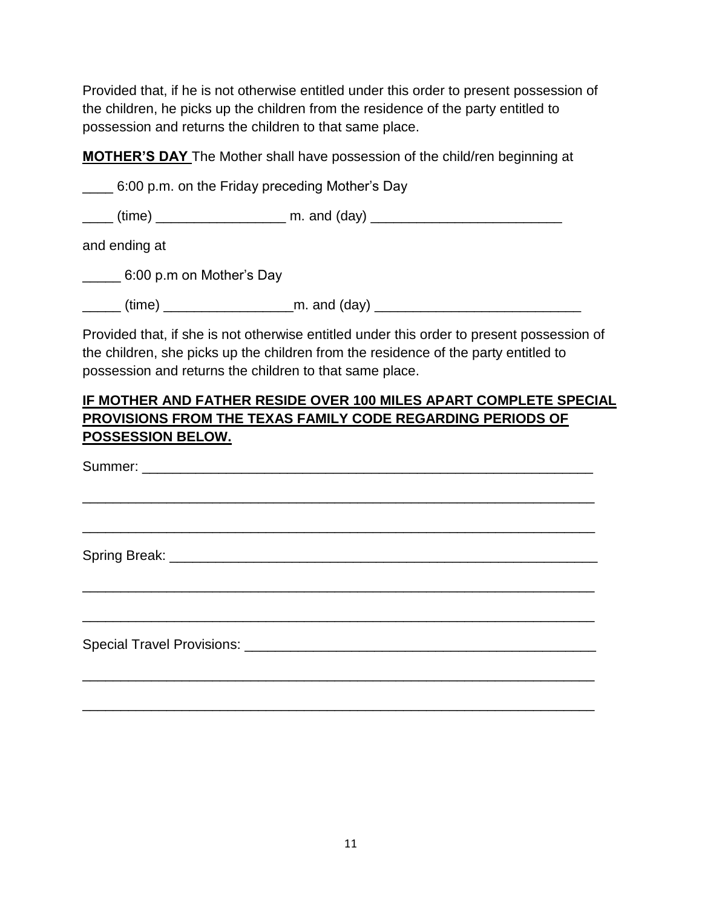Provided that, if he is not otherwise entitled under this order to present possession of the children, he picks up the children from the residence of the party entitled to possession and returns the children to that same place.

**MOTHER'S DAY** The Mother shall have possession of the child/ren beginning at

____ 6:00 p.m. on the Friday preceding Mother's Day

____ (time) _________________ m. and (day) _________________________

and ending at

_____ 6:00 p.m on Mother's Day

_____ (time) _________________m. and (day) ___________________________

Provided that, if she is not otherwise entitled under this order to present possession of the children, she picks up the children from the residence of the party entitled to possession and returns the children to that same place.

**IF MOTHER AND FATHER RESIDE OVER 100 MILES APART COMPLETE SPECIAL PROVISIONS FROM THE TEXAS FAMILY CODE REGARDING PERIODS OF POSSESSION BELOW.**

Summer: ___________________________________________________________

____________________________________________________________________

____________________________________________________________________

Spring Break: _______________________________________________________

____________________________________________________________________

____________________________________________________________________

Special Travel Provisions: _______________________________________________

____________________________________________________________________

____________________________________________________________________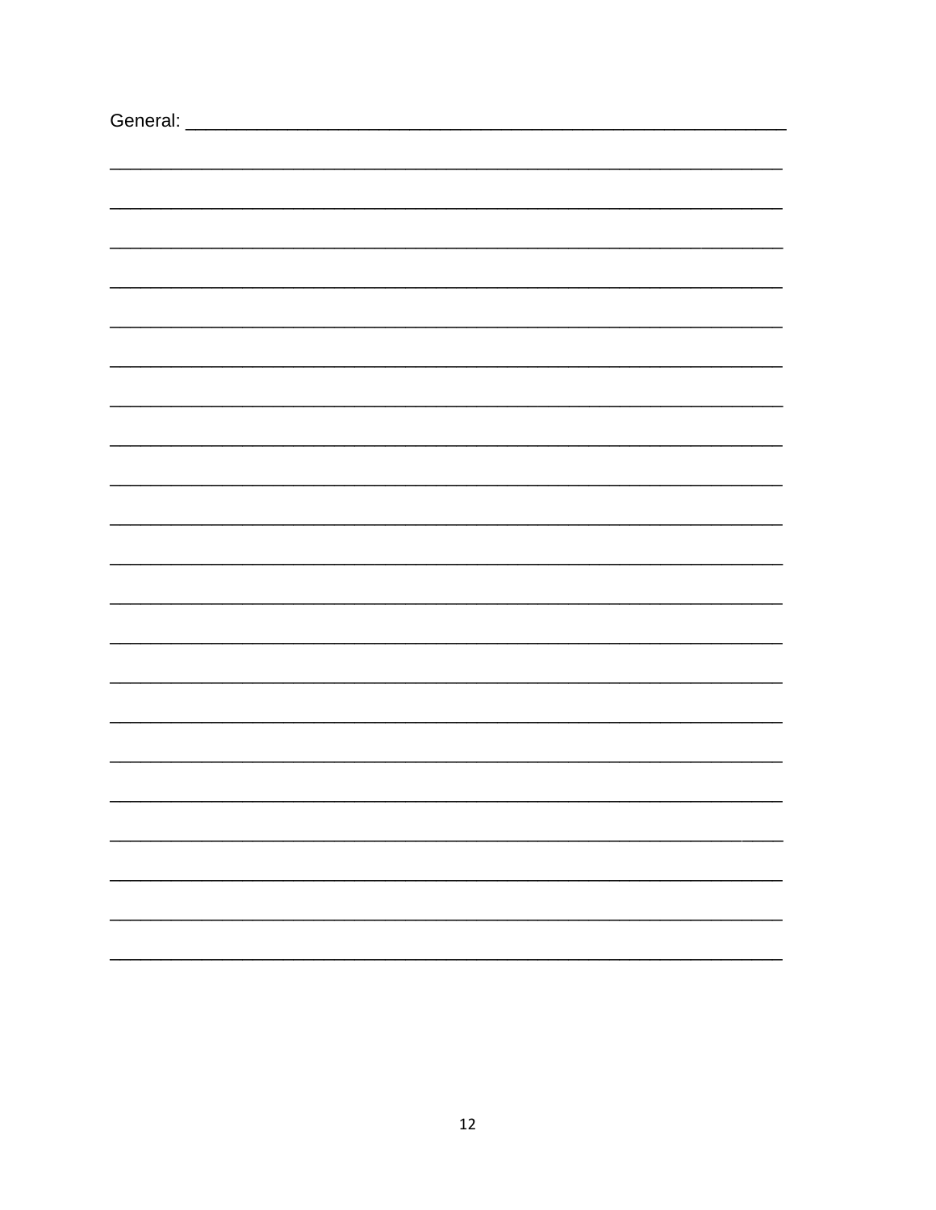General: ____________________________________________________________

______________________________________________________________________

______________________________________________________________________

______________________________________________________________________

______________________________________________________________________

______________________________________________________________________

______________________________________________________________________

______________________________________________________________________

______________________________________________________________________

______________________________________________________________________

______________________________________________________________________

______________________________________________________________________

______________________________________________________________________

______________________________________________________________________

______________________________________________________________________

______________________________________________________________________

______________________________________________________________________

______________________________________________________________________

______________________________________________________________________

______________________________________________________________________

______________________________________________________________________

______________________________________________________________________